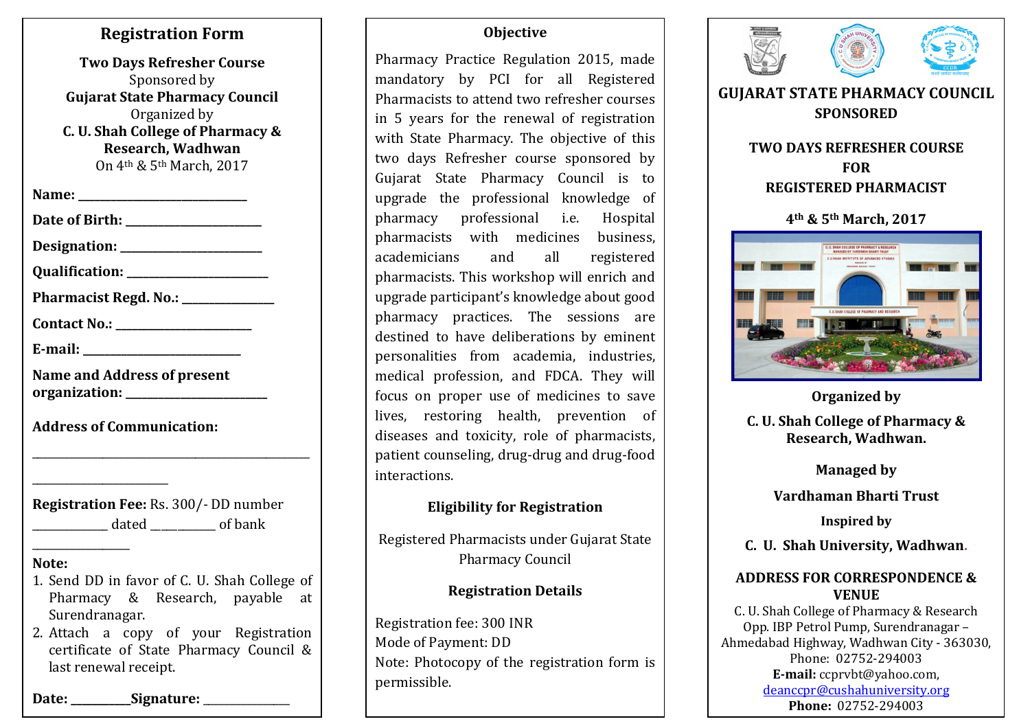# Registration Form

**Two Days Refresher Course**

Sponsored by

**Gujarat State Pharmacy Council**

Organized by

**C. U. Shah College of Pharmacy & Research, Wadhwan**

On 4th & 5th March, 2017

**Name:** ____________________________

**Date of Birth:** ______________________

**Designation:** ______________________

**Qualification:** ______________________

**Pharmacist Regd. No.:** ______________

**Contact No.:** ______________________

**E-mail:** __________________________

**Name and Address of present organization:** ______________________

**Address of Communication:**

______________________________________________

______________________

**Registration Fee:** Rs. 300/- DD number ____________ dated __________ of bank ______________

**Note:**

1. Send DD in favor of C. U. Shah College of Pharmacy & Research, payable at Surendranagar.
2. Attach a copy of your Registration certificate of State Pharmacy Council & last renewal receipt.

**Date:** __________ **Signature:** ______________

## Objective

Pharmacy Practice Regulation 2015, made mandatory by PCI for all Registered Pharmacists to attend two refresher courses in 5 years for the renewal of registration with State Pharmacy. The objective of this two days Refresher course sponsored by Gujarat State Pharmacy Council is to upgrade the professional knowledge of pharmacy professional i.e. Hospital pharmacists with medicines business, academicians and all registered pharmacists. This workshop will enrich and upgrade participant's knowledge about good pharmacy practices. The sessions are destined to have deliberations by eminent personalities from academia, industries, medical profession, and FDCA. They will focus on proper use of medicines to save lives, restoring health, prevention of diseases and toxicity, role of pharmacists, patient counseling, drug-drug and drug-food interactions.

## Eligibility for Registration

Registered Pharmacists under Gujarat State Pharmacy Council

## Registration Details

Registration fee: 300 INR

Mode of Payment: DD

Note: Photocopy of the registration form is permissible.

# GUJARAT STATE PHARMACY COUNCIL SPONSORED

## TWO DAYS REFRESHER COURSE FOR REGISTERED PHARMACIST

**4th & 5th March, 2017**

**Organized by**

**C. U. Shah College of Pharmacy & Research, Wadhwan.**

**Managed by**

**Vardhaman Bharti Trust**

**Inspired by**

**C. U. Shah University, Wadhwan.**

**ADDRESS FOR CORRESPONDENCE & VENUE**

C. U. Shah College of Pharmacy & Research
Opp. IBP Petrol Pump, Surendranagar – Ahmedabad Highway, Wadhwan City - 363030,
Phone: 02752-294003

**E-mail:** ccprvbt@yahoo.com, deanccpr@cushahuniversity.org

**Phone:** 02752-294003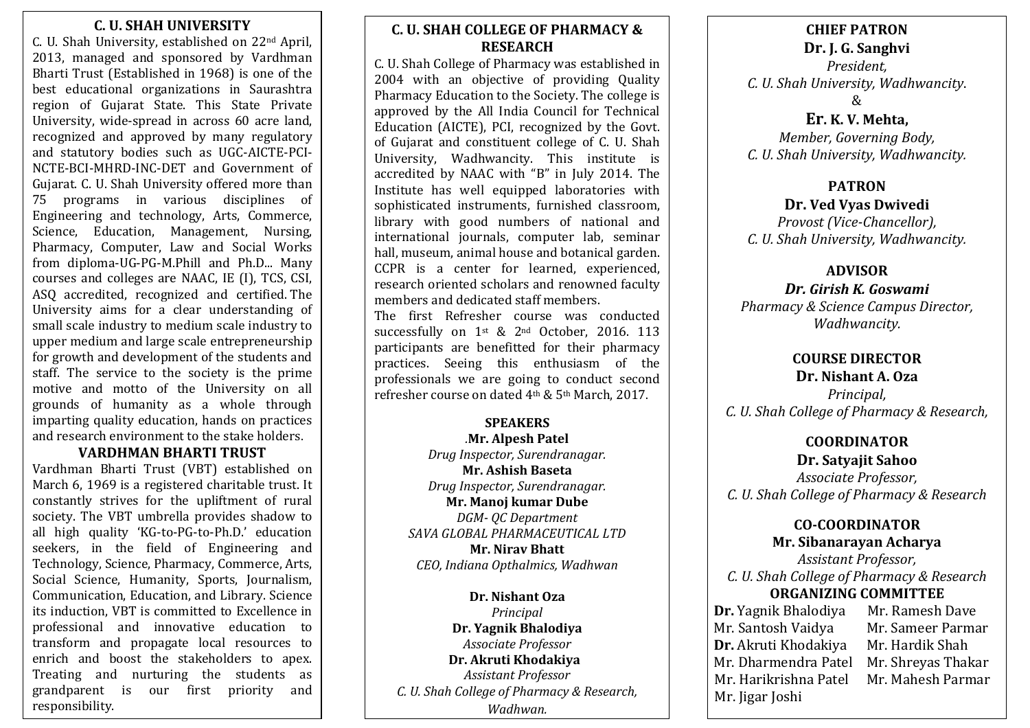## C. U. SHAH UNIVERSITY

C. U. Shah University, established on 22nd April, 2013, managed and sponsored by Vardhman Bharti Trust (Established in 1968) is one of the best educational organizations in Saurashtra region of Gujarat State. This State Private University, wide-spread in across 60 acre land, recognized and approved by many regulatory and statutory bodies such as UGC-AICTE-PCI-NCTE-BCI-MHRD-INC-DET and Government of Gujarat. C. U. Shah University offered more than 75 programs in various disciplines of Engineering and technology, Arts, Commerce, Science, Education, Management, Nursing, Pharmacy, Computer, Law and Social Works from diploma-UG-PG-M.Phill and Ph.D... Many courses and colleges are NAAC, IE (I), TCS, CSI, ASQ accredited, recognized and certified. The University aims for a clear understanding of small scale industry to medium scale industry to upper medium and large scale entrepreneurship for growth and development of the students and staff. The service to the society is the prime motive and motto of the University on all grounds of humanity as a whole through imparting quality education, hands on practices and research environment to the stake holders.

## VARDHMAN BHARTI TRUST

Vardhman Bharti Trust (VBT) established on March 6, 1969 is a registered charitable trust. It constantly strives for the upliftment of rural society. The VBT umbrella provides shadow to all high quality 'KG-to-PG-to-Ph.D.' education seekers, in the field of Engineering and Technology, Science, Pharmacy, Commerce, Arts, Social Science, Humanity, Sports, Journalism, Communication, Education, and Library. Science its induction, VBT is committed to Excellence in professional and innovative education to transform and propagate local resources to enrich and boost the stakeholders to apex. Treating and nurturing the students as grandparent is our first priority and responsibility.

## C. U. SHAH COLLEGE OF PHARMACY & RESEARCH

C. U. Shah College of Pharmacy was established in 2004 with an objective of providing Quality Pharmacy Education to the Society. The college is approved by the All India Council for Technical Education (AICTE), PCI, recognized by the Govt. of Gujarat and constituent college of C. U. Shah University, Wadhwancity. This institute is accredited by NAAC with "B" in July 2014. The Institute has well equipped laboratories with sophisticated instruments, furnished classroom, library with good numbers of national and international journals, computer lab, seminar hall, museum, animal house and botanical garden. CCPR is a center for learned, experienced, research oriented scholars and renowned faculty members and dedicated staff members.

The first Refresher course was conducted successfully on 1st & 2nd October, 2016. 113 participants are benefitted for their pharmacy practices. Seeing this enthusiasm of the professionals we are going to conduct second refresher course on dated 4th & 5th March, 2017.

### SPEAKERS

.**Mr. Alpesh Patel**
*Drug Inspector, Surendranagar.*

**Mr. Ashish Baseta**
*Drug Inspector, Surendranagar.*

**Mr. Manoj kumar Dube**
*DGM- QC Department*
*SAVA GLOBAL PHARMACEUTICAL LTD*

**Mr. Nirav Bhatt**
*CEO, Indiana Opthalmics, Wadhwan*

**Dr. Nishant Oza**
*Principal*

**Dr. Yagnik Bhalodiya**
*Associate Professor*

**Dr. Akruti Khodakiya**
*Assistant Professor*
*C. U. Shah College of Pharmacy & Research, Wadhwan.*

### CHIEF PATRON

**Dr. J. G. Sanghvi**
*President,*
*C. U. Shah University, Wadhwancity.*

&

**Er. K. V. Mehta,**
*Member, Governing Body,*
*C. U. Shah University, Wadhwancity.*

### PATRON

**Dr. Ved Vyas Dwivedi**
*Provost (Vice-Chancellor),*
*C. U. Shah University, Wadhwancity.*

### ADVISOR

***Dr. Girish K. Goswami***
*Pharmacy & Science Campus Director, Wadhwancity.*

### COURSE DIRECTOR

**Dr. Nishant A. Oza**
*Principal,*
*C. U. Shah College of Pharmacy & Research,*

### COORDINATOR

**Dr. Satyajit Sahoo**
*Associate Professor,*
*C. U. Shah College of Pharmacy & Research*

### CO-COORDINATOR

**Mr. Sibanarayan Acharya**
*Assistant Professor,*
*C. U. Shah College of Pharmacy & Research*

### ORGANIZING COMMITTEE

**Dr.** Yagnik Bhalodiya
Mr. Santosh Vaidya
**Dr.** Akruti Khodakiya
Mr. Dharmendra Patel
Mr. Harikrishna Patel
Mr. Jigar Joshi
Mr. Ramesh Dave
Mr. Sameer Parmar
Mr. Hardik Shah
Mr. Shreyas Thakar
Mr. Mahesh Parmar